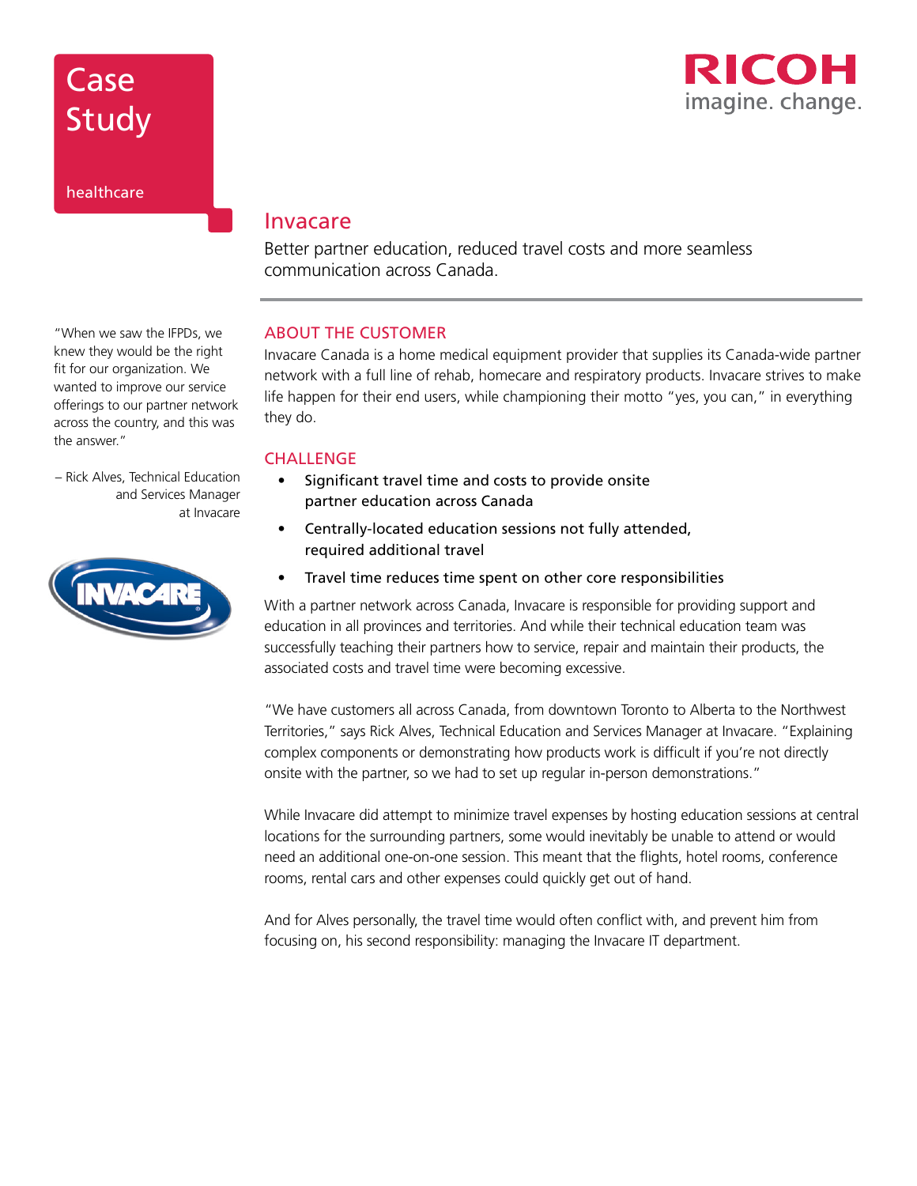# Case Study

healthcare

RICOH
imagine. change.

## Invacare

Better partner education, reduced travel costs and more seamless communication across Canada.

"When we saw the IFPDs, we knew they would be the right fit for our organization. We wanted to improve our service offerings to our partner network across the country, and this was the answer."

– Rick Alves, Technical Education and Services Manager at Invacare

### ABOUT THE CUSTOMER

Invacare Canada is a home medical equipment provider that supplies its Canada-wide partner network with a full line of rehab, homecare and respiratory products. Invacare strives to make life happen for their end users, while championing their motto "yes, you can," in everything they do.

### CHALLENGE

- Significant travel time and costs to provide onsite partner education across Canada
- Centrally-located education sessions not fully attended, required additional travel
- Travel time reduces time spent on other core responsibilities

With a partner network across Canada, Invacare is responsible for providing support and education in all provinces and territories. And while their technical education team was successfully teaching their partners how to service, repair and maintain their products, the associated costs and travel time were becoming excessive.

"We have customers all across Canada, from downtown Toronto to Alberta to the Northwest Territories," says Rick Alves, Technical Education and Services Manager at Invacare. "Explaining complex components or demonstrating how products work is difficult if you're not directly onsite with the partner, so we had to set up regular in-person demonstrations."

While Invacare did attempt to minimize travel expenses by hosting education sessions at central locations for the surrounding partners, some would inevitably be unable to attend or would need an additional one-on-one session. This meant that the flights, hotel rooms, conference rooms, rental cars and other expenses could quickly get out of hand.

And for Alves personally, the travel time would often conflict with, and prevent him from focusing on, his second responsibility: managing the Invacare IT department.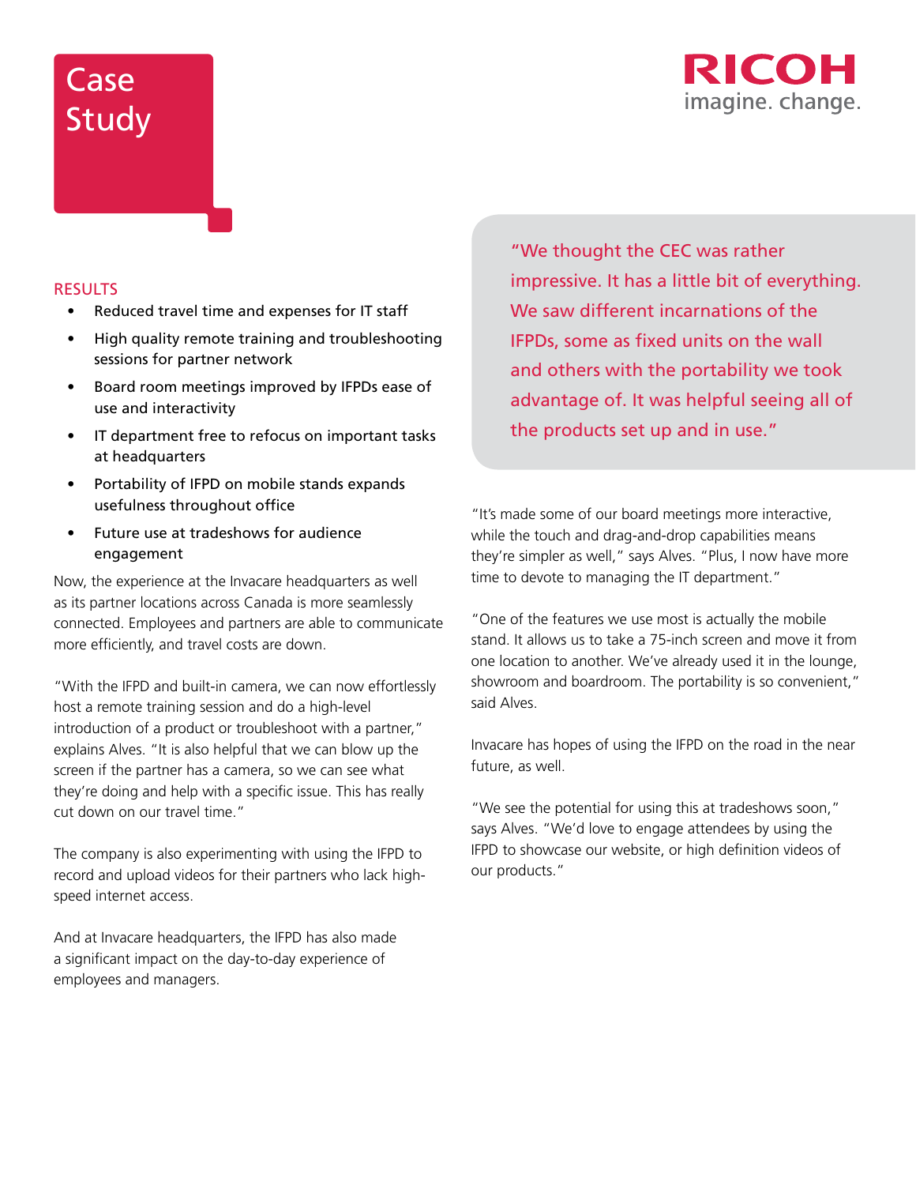# Case Study

RICOH imagine. change.

## RESULTS

- Reduced travel time and expenses for IT staff
- High quality remote training and troubleshooting sessions for partner network
- Board room meetings improved by IFPDs ease of use and interactivity
- IT department free to refocus on important tasks at headquarters
- Portability of IFPD on mobile stands expands usefulness throughout office
- Future use at tradeshows for audience engagement

Now, the experience at the Invacare headquarters as well as its partner locations across Canada is more seamlessly connected. Employees and partners are able to communicate more efficiently, and travel costs are down.

"With the IFPD and built-in camera, we can now effortlessly host a remote training session and do a high-level introduction of a product or troubleshoot with a partner," explains Alves. "It is also helpful that we can blow up the screen if the partner has a camera, so we can see what they're doing and help with a specific issue. This has really cut down on our travel time."

The company is also experimenting with using the IFPD to record and upload videos for their partners who lack high-speed internet access.

And at Invacare headquarters, the IFPD has also made a significant impact on the day-to-day experience of employees and managers.

> "We thought the CEC was rather impressive. It has a little bit of everything. We saw different incarnations of the IFPDs, some as fixed units on the wall and others with the portability we took advantage of. It was helpful seeing all of the products set up and in use."

"It's made some of our board meetings more interactive, while the touch and drag-and-drop capabilities means they're simpler as well," says Alves. "Plus, I now have more time to devote to managing the IT department."

"One of the features we use most is actually the mobile stand. It allows us to take a 75-inch screen and move it from one location to another. We've already used it in the lounge, showroom and boardroom. The portability is so convenient," said Alves.

Invacare has hopes of using the IFPD on the road in the near future, as well.

"We see the potential for using this at tradeshows soon," says Alves. "We'd love to engage attendees by using the IFPD to showcase our website, or high definition videos of our products."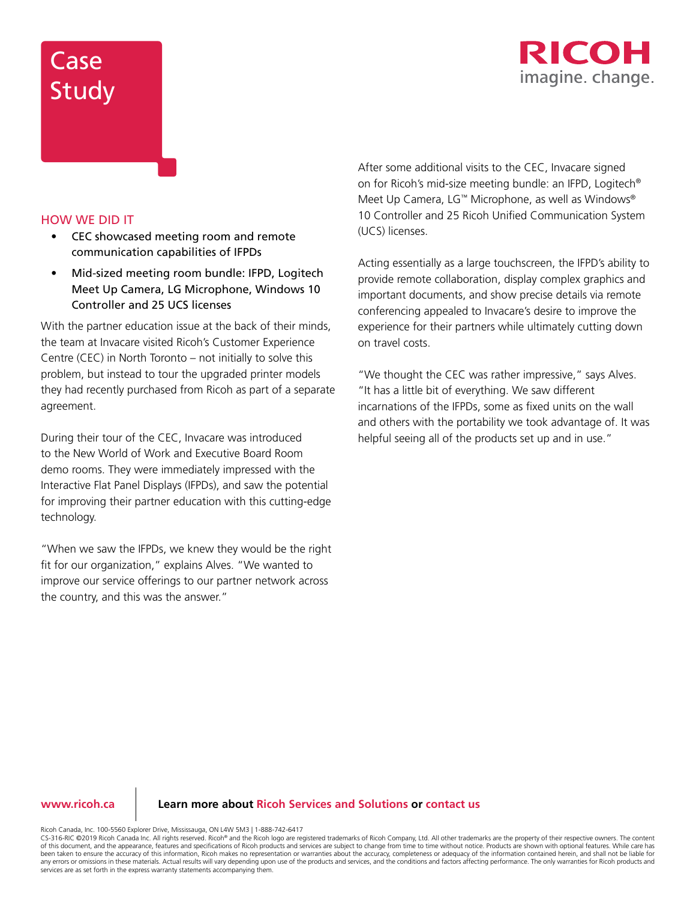# Case Study

## HOW WE DID IT

- CEC showcased meeting room and remote communication capabilities of IFPDs
- Mid-sized meeting room bundle: IFPD, Logitech Meet Up Camera, LG Microphone, Windows 10 Controller and 25 UCS licenses

With the partner education issue at the back of their minds, the team at Invacare visited Ricoh's Customer Experience Centre (CEC) in North Toronto – not initially to solve this problem, but instead to tour the upgraded printer models they had recently purchased from Ricoh as part of a separate agreement.

During their tour of the CEC, Invacare was introduced to the New World of Work and Executive Board Room demo rooms. They were immediately impressed with the Interactive Flat Panel Displays (IFPDs), and saw the potential for improving their partner education with this cutting-edge technology.

"When we saw the IFPDs, we knew they would be the right fit for our organization," explains Alves. "We wanted to improve our service offerings to our partner network across the country, and this was the answer."

After some additional visits to the CEC, Invacare signed on for Ricoh's mid-size meeting bundle: an IFPD, Logitech® Meet Up Camera, LG™ Microphone, as well as Windows® 10 Controller and 25 Ricoh Unified Communication System (UCS) licenses.

Acting essentially as a large touchscreen, the IFPD's ability to provide remote collaboration, display complex graphics and important documents, and show precise details via remote conferencing appealed to Invacare's desire to improve the experience for their partners while ultimately cutting down on travel costs.

"We thought the CEC was rather impressive," says Alves. "It has a little bit of everything. We saw different incarnations of the IFPDs, some as fixed units on the wall and others with the portability we took advantage of. It was helpful seeing all of the products set up and in use."

**www.ricoh.ca** | **Learn more about Ricoh Services and Solutions or contact us**

Ricoh Canada, Inc. 100-5560 Explorer Drive, Mississauga, ON L4W 5M3 | 1-888-742-6417
CS-316-RIC ©2019 Ricoh Canada Inc. All rights reserved. Ricoh® and the Ricoh logo are registered trademarks of Ricoh Company, Ltd. All other trademarks are the property of their respective owners. The content of this document, and the appearance, features and specifications of Ricoh products and services are subject to change from time to time without notice. Products are shown with optional features. While care has been taken to ensure the accuracy of this information, Ricoh makes no representation or warranties about the accuracy, completeness or adequacy of the information contained herein, and shall not be liable for any errors or omissions in these materials. Actual results will vary depending upon use of the products and services, and the conditions and factors affecting performance. The only warranties for Ricoh products and services are as set forth in the express warranty statements accompanying them.